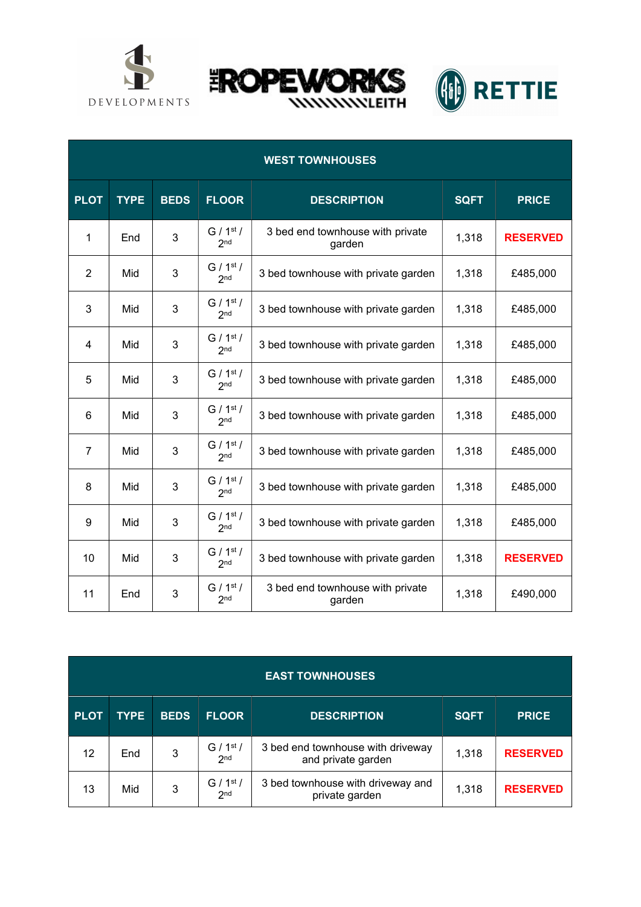1 DEVELOPMENTS

THE ROPEWORKS LEITH

RETTIE

| WEST TOWNHOUSES | | | | | | |
|---|---|---|---|---|---|---|
| PLOT | TYPE | BEDS | FLOOR | DESCRIPTION | SQFT | PRICE |
| 1 | End | 3 | G / 1st / 2nd | 3 bed end townhouse with private garden | 1,318 | **RESERVED** |
| 2 | Mid | 3 | G / 1st / 2nd | 3 bed townhouse with private garden | 1,318 | £485,000 |
| 3 | Mid | 3 | G / 1st / 2nd | 3 bed townhouse with private garden | 1,318 | £485,000 |
| 4 | Mid | 3 | G / 1st / 2nd | 3 bed townhouse with private garden | 1,318 | £485,000 |
| 5 | Mid | 3 | G / 1st / 2nd | 3 bed townhouse with private garden | 1,318 | £485,000 |
| 6 | Mid | 3 | G / 1st / 2nd | 3 bed townhouse with private garden | 1,318 | £485,000 |
| 7 | Mid | 3 | G / 1st / 2nd | 3 bed townhouse with private garden | 1,318 | £485,000 |
| 8 | Mid | 3 | G / 1st / 2nd | 3 bed townhouse with private garden | 1,318 | £485,000 |
| 9 | Mid | 3 | G / 1st / 2nd | 3 bed townhouse with private garden | 1,318 | £485,000 |
| 10 | Mid | 3 | G / 1st / 2nd | 3 bed townhouse with private garden | 1,318 | **RESERVED** |
| 11 | End | 3 | G / 1st / 2nd | 3 bed end townhouse with private garden | 1,318 | £490,000 |

| EAST TOWNHOUSES | | | | | | |
|---|---|---|---|---|---|---|
| PLOT | TYPE | BEDS | FLOOR | DESCRIPTION | SQFT | PRICE |
| 12 | End | 3 | G / 1st / 2nd | 3 bed end townhouse with driveway and private garden | 1,318 | **RESERVED** |
| 13 | Mid | 3 | G / 1st / 2nd | 3 bed townhouse with driveway and private garden | 1,318 | **RESERVED** |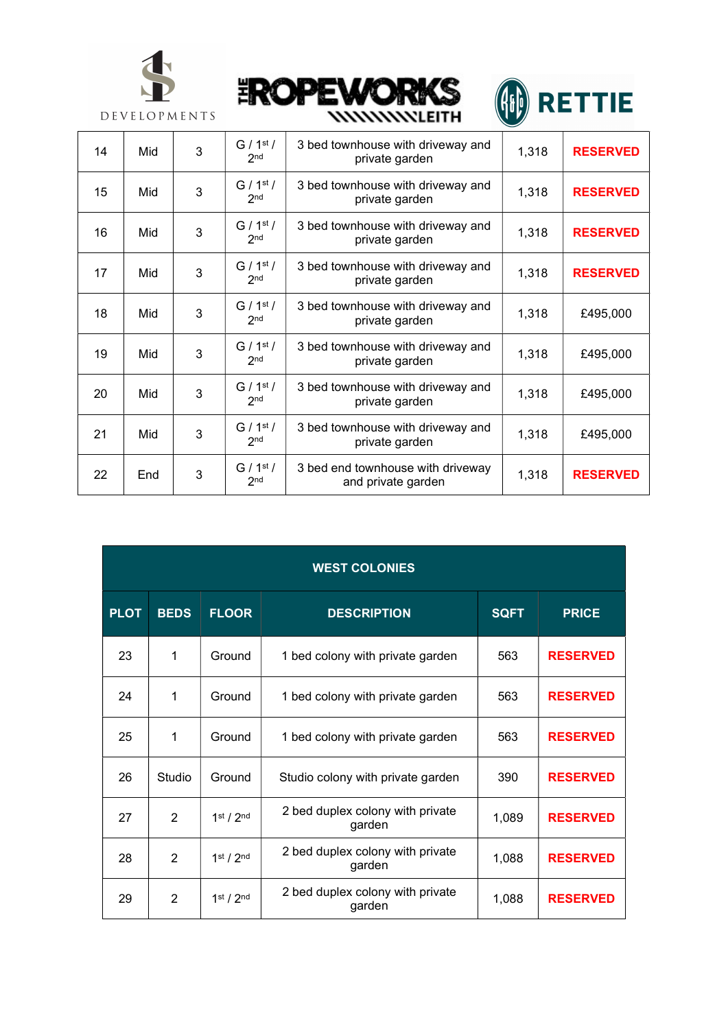| | | | | | | |
|---|---|---|---|---|---|---|
| 14 | Mid | 3 | G / 1st / 2nd | 3 bed townhouse with driveway and private garden | 1,318 | **RESERVED** |
| 15 | Mid | 3 | G / 1st / 2nd | 3 bed townhouse with driveway and private garden | 1,318 | **RESERVED** |
| 16 | Mid | 3 | G / 1st / 2nd | 3 bed townhouse with driveway and private garden | 1,318 | **RESERVED** |
| 17 | Mid | 3 | G / 1st / 2nd | 3 bed townhouse with driveway and private garden | 1,318 | **RESERVED** |
| 18 | Mid | 3 | G / 1st / 2nd | 3 bed townhouse with driveway and private garden | 1,318 | £495,000 |
| 19 | Mid | 3 | G / 1st / 2nd | 3 bed townhouse with driveway and private garden | 1,318 | £495,000 |
| 20 | Mid | 3 | G / 1st / 2nd | 3 bed townhouse with driveway and private garden | 1,318 | £495,000 |
| 21 | Mid | 3 | G / 1st / 2nd | 3 bed townhouse with driveway and private garden | 1,318 | £495,000 |
| 22 | End | 3 | G / 1st / 2nd | 3 bed end townhouse with driveway and private garden | 1,318 | **RESERVED** |

## WEST COLONIES

| PLOT | BEDS | FLOOR | DESCRIPTION | SQFT | PRICE |
|---|---|---|---|---|---|
| 23 | 1 | Ground | 1 bed colony with private garden | 563 | **RESERVED** |
| 24 | 1 | Ground | 1 bed colony with private garden | 563 | **RESERVED** |
| 25 | 1 | Ground | 1 bed colony with private garden | 563 | **RESERVED** |
| 26 | Studio | Ground | Studio colony with private garden | 390 | **RESERVED** |
| 27 | 2 | 1st / 2nd | 2 bed duplex colony with private garden | 1,089 | **RESERVED** |
| 28 | 2 | 1st / 2nd | 2 bed duplex colony with private garden | 1,088 | **RESERVED** |
| 29 | 2 | 1st / 2nd | 2 bed duplex colony with private garden | 1,088 | **RESERVED** |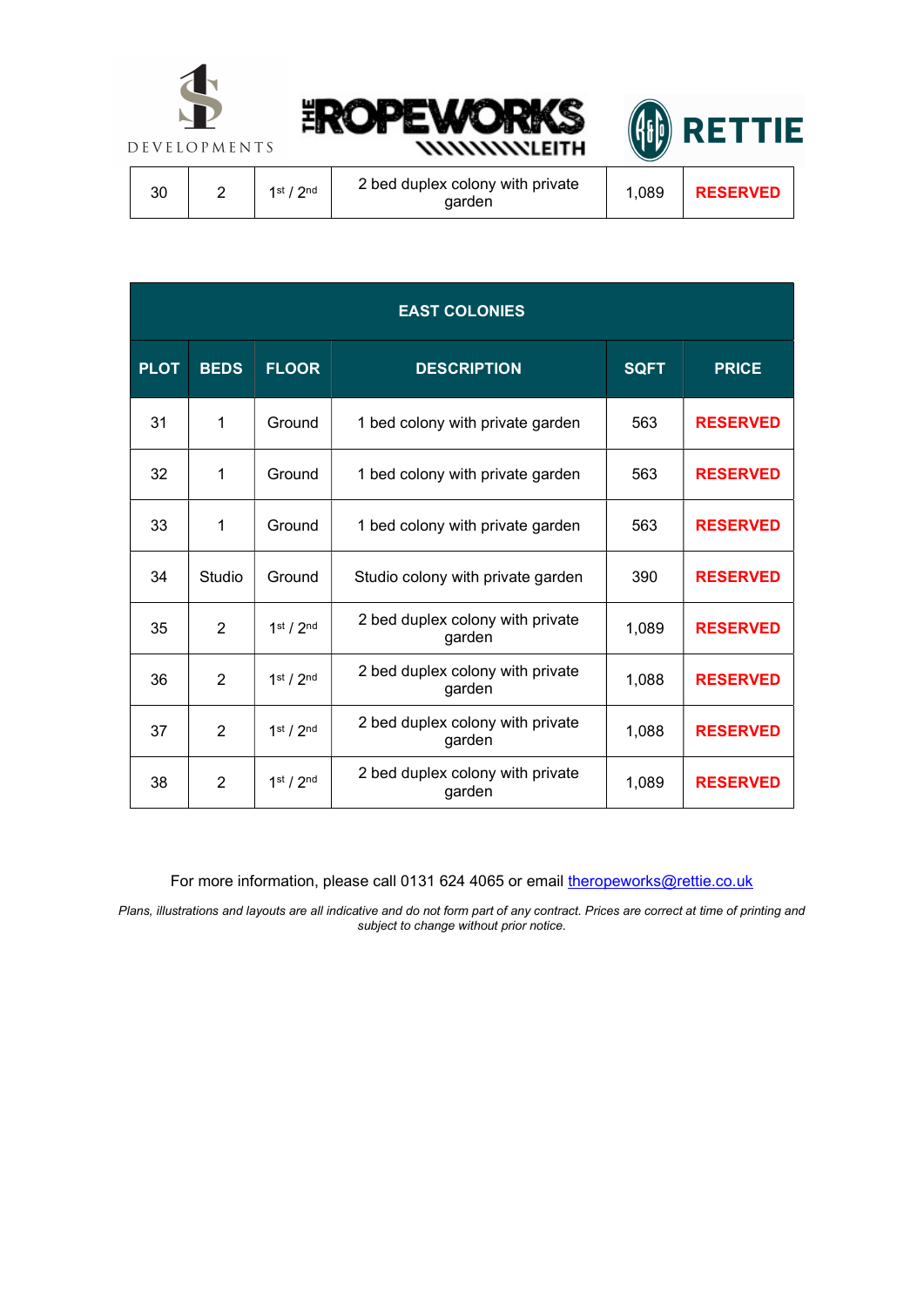| | | | | | |
|---|---|---|---|---|---|
| 30 | 2 | 1st / 2nd | 2 bed duplex colony with private garden | 1,089 | **RESERVED** |

| EAST COLONIES | | | | | |
|---|---|---|---|---|---|
| **PLOT** | **BEDS** | **FLOOR** | **DESCRIPTION** | **SQFT** | **PRICE** |
| 31 | 1 | Ground | 1 bed colony with private garden | 563 | **RESERVED** |
| 32 | 1 | Ground | 1 bed colony with private garden | 563 | **RESERVED** |
| 33 | 1 | Ground | 1 bed colony with private garden | 563 | **RESERVED** |
| 34 | Studio | Ground | Studio colony with private garden | 390 | **RESERVED** |
| 35 | 2 | 1st / 2nd | 2 bed duplex colony with private garden | 1,089 | **RESERVED** |
| 36 | 2 | 1st / 2nd | 2 bed duplex colony with private garden | 1,088 | **RESERVED** |
| 37 | 2 | 1st / 2nd | 2 bed duplex colony with private garden | 1,088 | **RESERVED** |
| 38 | 2 | 1st / 2nd | 2 bed duplex colony with private garden | 1,089 | **RESERVED** |

For more information, please call 0131 624 4065 or email theropeworks@rettie.co.uk

*Plans, illustrations and layouts are all indicative and do not form part of any contract. Prices are correct at time of printing and subject to change without prior notice.*